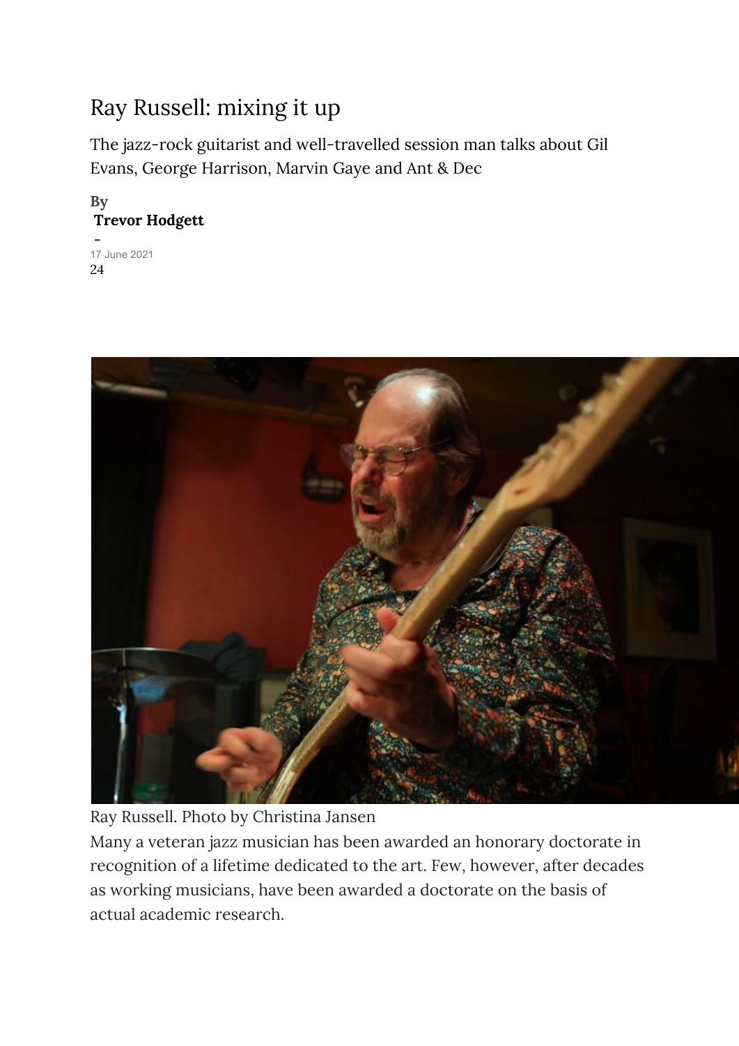# Ray Russell: mixing it up

The jazz-rock guitarist and well-travelled session man talks about Gil Evans, George Harrison, Marvin Gaye and Ant & Dec

**By**
**Trevor Hodgett**
-
17 June 2021
24

Ray Russell. Photo by Christina Jansen

Many a veteran jazz musician has been awarded an honorary doctorate in recognition of a lifetime dedicated to the art. Few, however, after decades as working musicians, have been awarded a doctorate on the basis of actual academic research.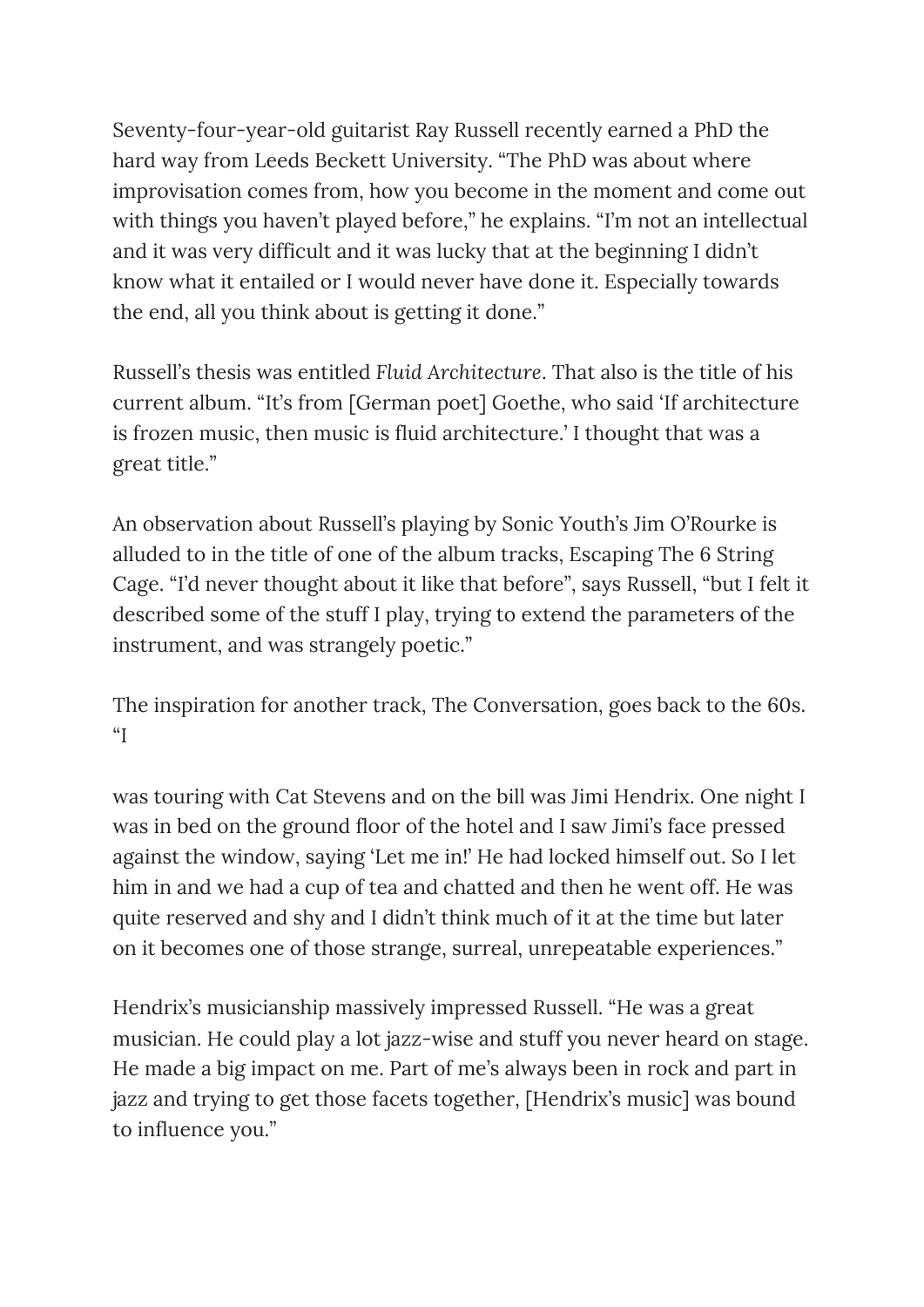Seventy-four-year-old guitarist Ray Russell recently earned a PhD the hard way from Leeds Beckett University. "The PhD was about where improvisation comes from, how you become in the moment and come out with things you haven't played before," he explains. "I'm not an intellectual and it was very difficult and it was lucky that at the beginning I didn't know what it entailed or I would never have done it. Especially towards the end, all you think about is getting it done."

Russell's thesis was entitled *Fluid Architecture*. That also is the title of his current album. "It's from [German poet] Goethe, who said 'If architecture is frozen music, then music is fluid architecture.' I thought that was a great title."

An observation about Russell's playing by Sonic Youth's Jim O'Rourke is alluded to in the title of one of the album tracks, Escaping The 6 String Cage. "I'd never thought about it like that before", says Russell, "but I felt it described some of the stuff I play, trying to extend the parameters of the instrument, and was strangely poetic."

The inspiration for another track, The Conversation, goes back to the 60s. "I was touring with Cat Stevens and on the bill was Jimi Hendrix. One night I was in bed on the ground floor of the hotel and I saw Jimi's face pressed against the window, saying 'Let me in!' He had locked himself out. So I let him in and we had a cup of tea and chatted and then he went off. He was quite reserved and shy and I didn't think much of it at the time but later on it becomes one of those strange, surreal, unrepeatable experiences."

Hendrix's musicianship massively impressed Russell. "He was a great musician. He could play a lot jazz-wise and stuff you never heard on stage. He made a big impact on me. Part of me's always been in rock and part in jazz and trying to get those facets together, [Hendrix's music] was bound to influence you."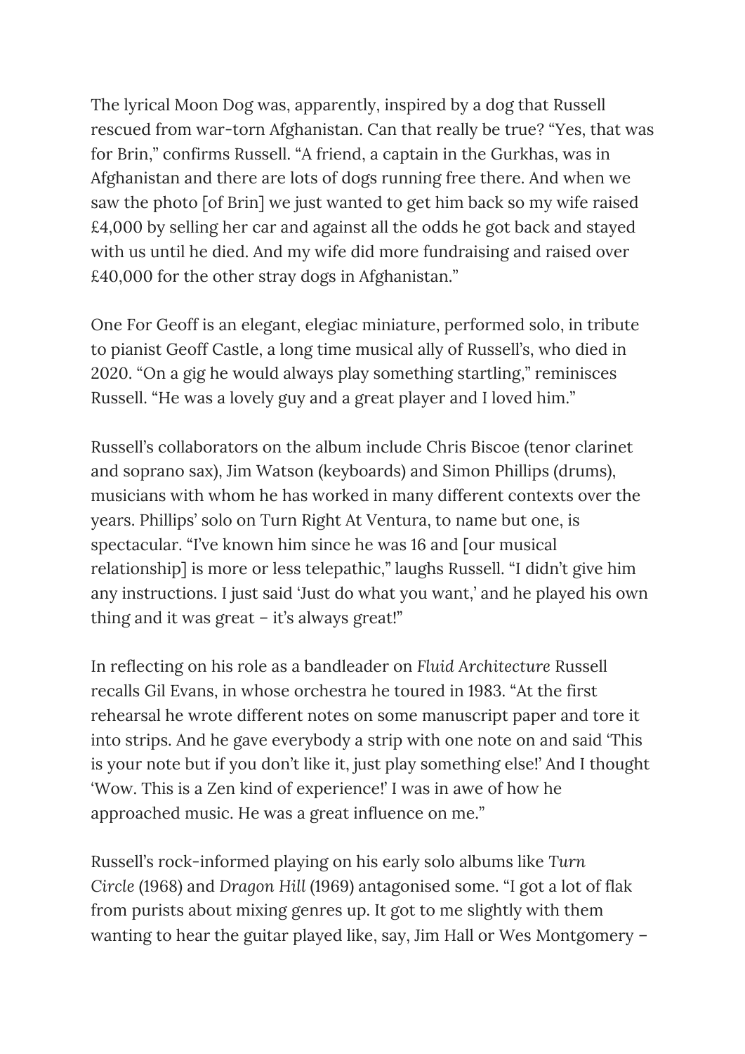The lyrical Moon Dog was, apparently, inspired by a dog that Russell rescued from war-torn Afghanistan. Can that really be true? "Yes, that was for Brin," confirms Russell. "A friend, a captain in the Gurkhas, was in Afghanistan and there are lots of dogs running free there. And when we saw the photo [of Brin] we just wanted to get him back so my wife raised £4,000 by selling her car and against all the odds he got back and stayed with us until he died. And my wife did more fundraising and raised over £40,000 for the other stray dogs in Afghanistan."

One For Geoff is an elegant, elegiac miniature, performed solo, in tribute to pianist Geoff Castle, a long time musical ally of Russell's, who died in 2020. "On a gig he would always play something startling," reminisces Russell. "He was a lovely guy and a great player and I loved him."

Russell's collaborators on the album include Chris Biscoe (tenor clarinet and soprano sax), Jim Watson (keyboards) and Simon Phillips (drums), musicians with whom he has worked in many different contexts over the years. Phillips' solo on Turn Right At Ventura, to name but one, is spectacular. "I've known him since he was 16 and [our musical relationship] is more or less telepathic," laughs Russell. "I didn't give him any instructions. I just said 'Just do what you want,' and he played his own thing and it was great – it's always great!"

In reflecting on his role as a bandleader on *Fluid Architecture* Russell recalls Gil Evans, in whose orchestra he toured in 1983. "At the first rehearsal he wrote different notes on some manuscript paper and tore it into strips. And he gave everybody a strip with one note on and said 'This is your note but if you don't like it, just play something else!' And I thought 'Wow. This is a Zen kind of experience!' I was in awe of how he approached music. He was a great influence on me."

Russell's rock-informed playing on his early solo albums like *Turn Circle* (1968) and *Dragon Hill* (1969) antagonised some. "I got a lot of flak from purists about mixing genres up. It got to me slightly with them wanting to hear the guitar played like, say, Jim Hall or Wes Montgomery –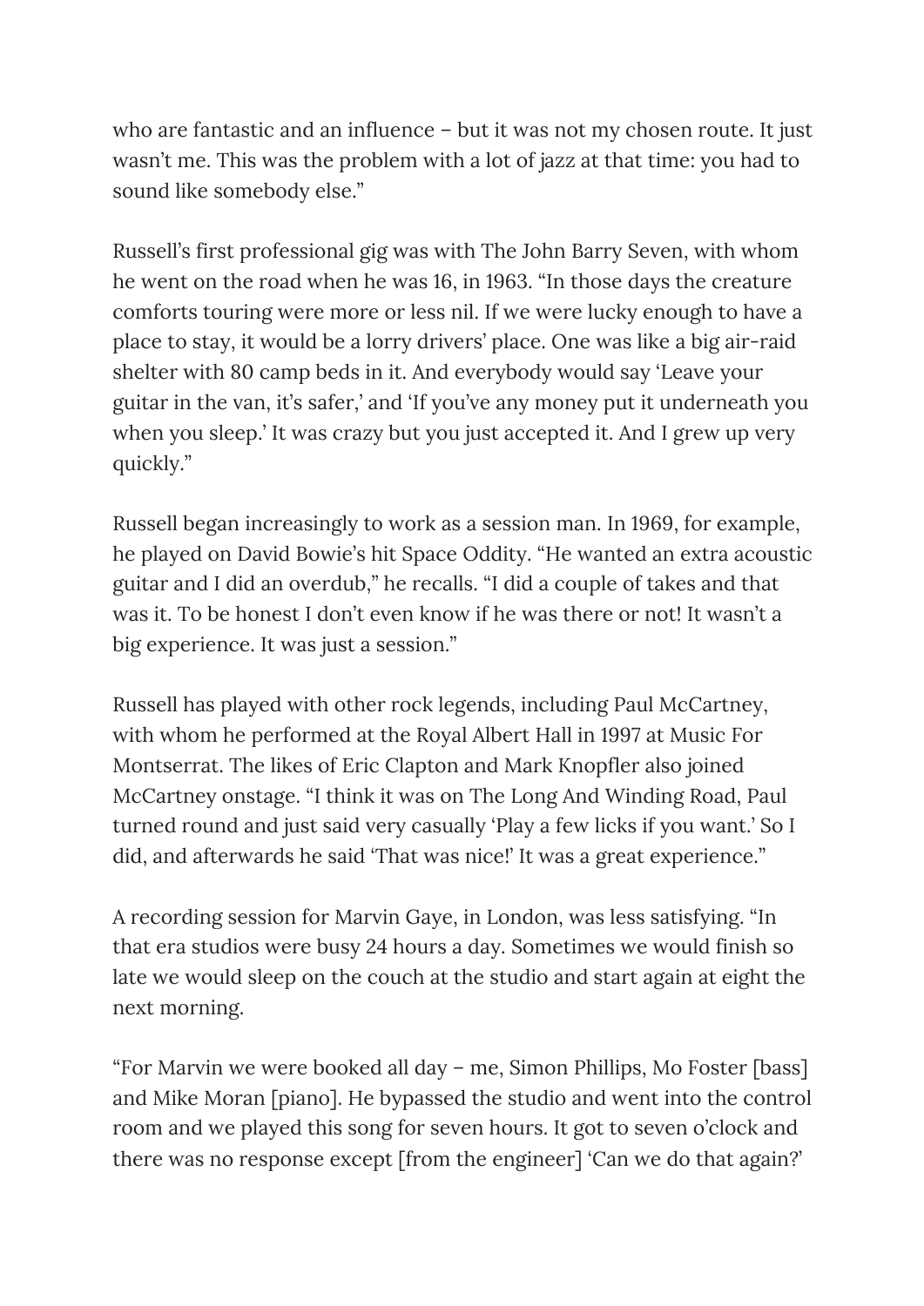who are fantastic and an influence – but it was not my chosen route. It just wasn't me. This was the problem with a lot of jazz at that time: you had to sound like somebody else."

Russell's first professional gig was with The John Barry Seven, with whom he went on the road when he was 16, in 1963. "In those days the creature comforts touring were more or less nil. If we were lucky enough to have a place to stay, it would be a lorry drivers' place. One was like a big air-raid shelter with 80 camp beds in it. And everybody would say 'Leave your guitar in the van, it's safer,' and 'If you've any money put it underneath you when you sleep.' It was crazy but you just accepted it. And I grew up very quickly."

Russell began increasingly to work as a session man. In 1969, for example, he played on David Bowie's hit Space Oddity. "He wanted an extra acoustic guitar and I did an overdub," he recalls. "I did a couple of takes and that was it. To be honest I don't even know if he was there or not! It wasn't a big experience. It was just a session."

Russell has played with other rock legends, including Paul McCartney, with whom he performed at the Royal Albert Hall in 1997 at Music For Montserrat. The likes of Eric Clapton and Mark Knopfler also joined McCartney onstage. "I think it was on The Long And Winding Road, Paul turned round and just said very casually 'Play a few licks if you want.' So I did, and afterwards he said 'That was nice!' It was a great experience."

A recording session for Marvin Gaye, in London, was less satisfying. "In that era studios were busy 24 hours a day. Sometimes we would finish so late we would sleep on the couch at the studio and start again at eight the next morning.

"For Marvin we were booked all day – me, Simon Phillips, Mo Foster [bass] and Mike Moran [piano]. He bypassed the studio and went into the control room and we played this song for seven hours. It got to seven o'clock and there was no response except [from the engineer] 'Can we do that again?'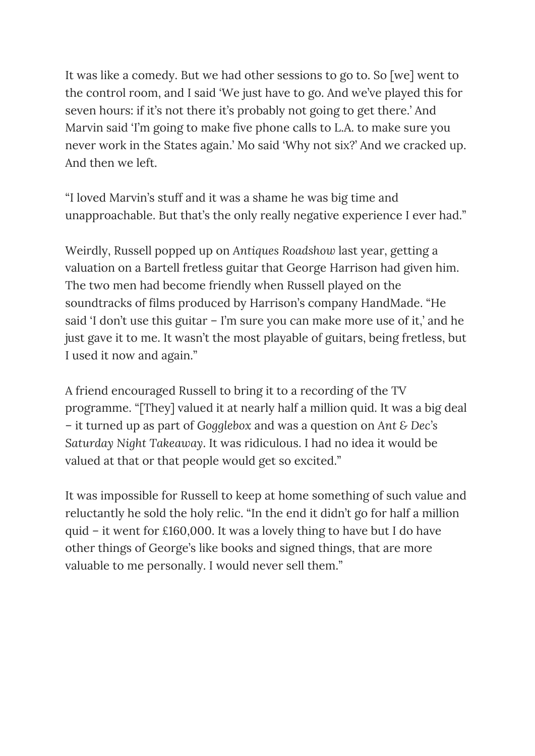It was like a comedy. But we had other sessions to go to. So [we] went to the control room, and I said 'We just have to go. And we've played this for seven hours: if it's not there it's probably not going to get there.' And Marvin said 'I'm going to make five phone calls to L.A. to make sure you never work in the States again.' Mo said 'Why not six?' And we cracked up. And then we left.

"I loved Marvin's stuff and it was a shame he was big time and unapproachable. But that's the only really negative experience I ever had."

Weirdly, Russell popped up on *Antiques Roadshow* last year, getting a valuation on a Bartell fretless guitar that George Harrison had given him. The two men had become friendly when Russell played on the soundtracks of films produced by Harrison's company HandMade. "He said 'I don't use this guitar – I'm sure you can make more use of it,' and he just gave it to me. It wasn't the most playable of guitars, being fretless, but I used it now and again."

A friend encouraged Russell to bring it to a recording of the TV programme. "[They] valued it at nearly half a million quid. It was a big deal – it turned up as part of *Gogglebox* and was a question on *Ant & Dec's Saturday Night Takeaway*. It was ridiculous. I had no idea it would be valued at that or that people would get so excited."

It was impossible for Russell to keep at home something of such value and reluctantly he sold the holy relic. "In the end it didn't go for half a million quid – it went for £160,000. It was a lovely thing to have but I do have other things of George's like books and signed things, that are more valuable to me personally. I would never sell them."